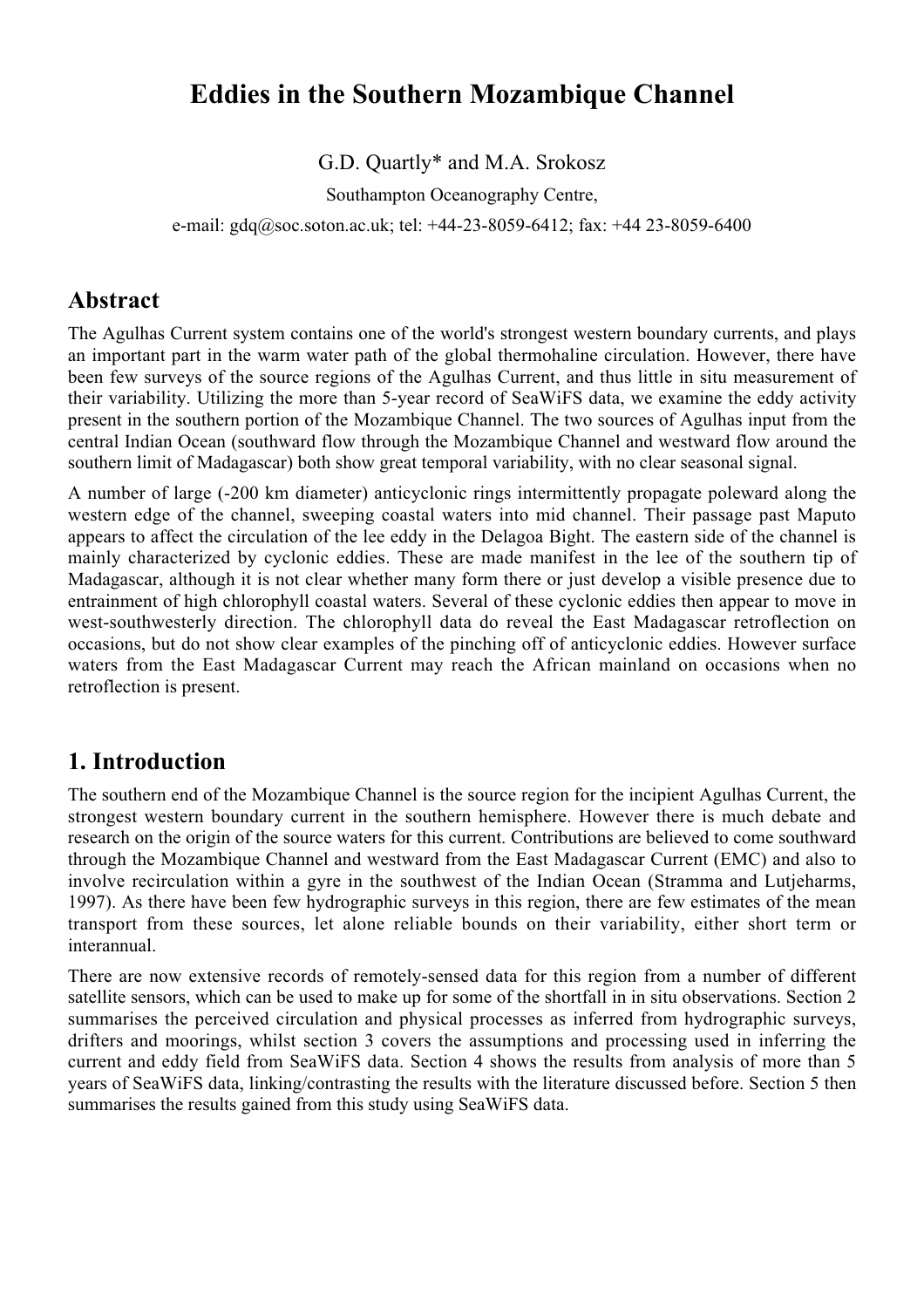# Eddies in the Southern Mozambique Channel

G.D. Quartly* and M.A. Srokosz

Southampton Oceanography Centre,

e-mail: gdq@soc.soton.ac.uk; tel: +44-23-8059-6412; fax: +44 23-8059-6400

## Abstract

The Agulhas Current system contains one of the world's strongest western boundary currents, and plays an important part in the warm water path of the global thermohaline circulation. However, there have been few surveys of the source regions of the Agulhas Current, and thus little in situ measurement of their variability. Utilizing the more than 5-year record of SeaWiFS data, we examine the eddy activity present in the southern portion of the Mozambique Channel. The two sources of Agulhas input from the central Indian Ocean (southward flow through the Mozambique Channel and westward flow around the southern limit of Madagascar) both show great temporal variability, with no clear seasonal signal.

A number of large (-200 km diameter) anticyclonic rings intermittently propagate poleward along the western edge of the channel, sweeping coastal waters into mid channel. Their passage past Maputo appears to affect the circulation of the lee eddy in the Delagoa Bight. The eastern side of the channel is mainly characterized by cyclonic eddies. These are made manifest in the lee of the southern tip of Madagascar, although it is not clear whether many form there or just develop a visible presence due to entrainment of high chlorophyll coastal waters. Several of these cyclonic eddies then appear to move in west-southwesterly direction. The chlorophyll data do reveal the East Madagascar retroflection on occasions, but do not show clear examples of the pinching off of anticyclonic eddies. However surface waters from the East Madagascar Current may reach the African mainland on occasions when no retroflection is present.

## 1. Introduction

The southern end of the Mozambique Channel is the source region for the incipient Agulhas Current, the strongest western boundary current in the southern hemisphere. However there is much debate and research on the origin of the source waters for this current. Contributions are believed to come southward through the Mozambique Channel and westward from the East Madagascar Current (EMC) and also to involve recirculation within a gyre in the southwest of the Indian Ocean (Stramma and Lutjeharms, 1997). As there have been few hydrographic surveys in this region, there are few estimates of the mean transport from these sources, let alone reliable bounds on their variability, either short term or interannual.

There are now extensive records of remotely-sensed data for this region from a number of different satellite sensors, which can be used to make up for some of the shortfall in in situ observations. Section 2 summarises the perceived circulation and physical processes as inferred from hydrographic surveys, drifters and moorings, whilst section 3 covers the assumptions and processing used in inferring the current and eddy field from SeaWiFS data. Section 4 shows the results from analysis of more than 5 years of SeaWiFS data, linking/contrasting the results with the literature discussed before. Section 5 then summarises the results gained from this study using SeaWiFS data.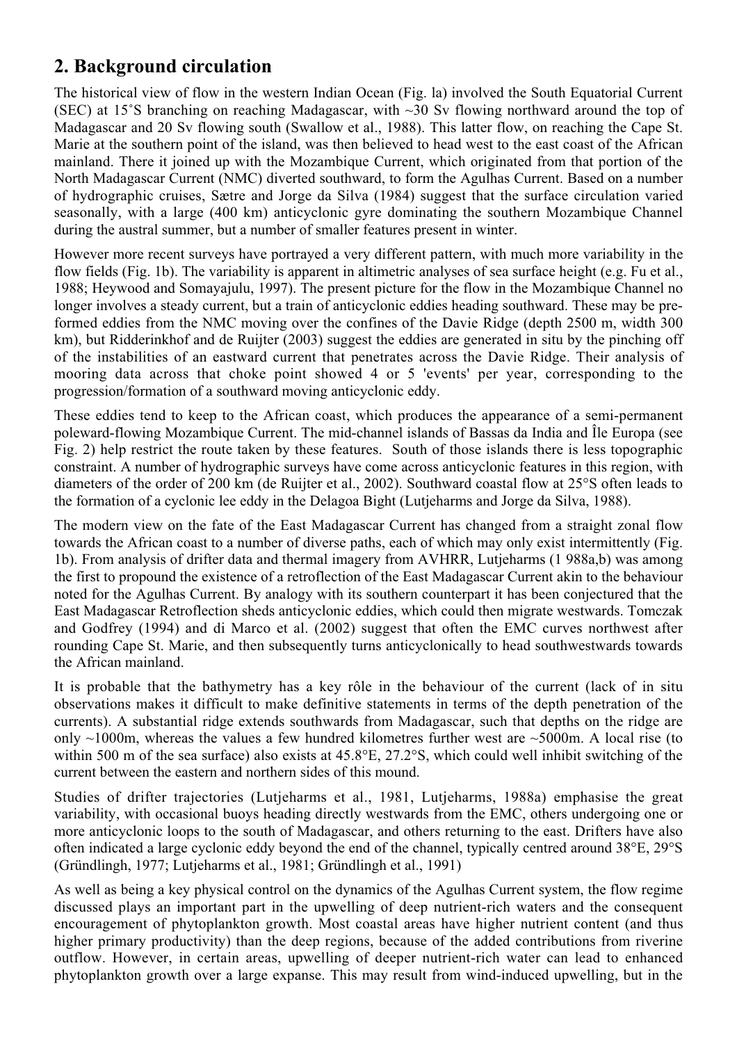## 2. Background circulation

The historical view of flow in the western Indian Ocean (Fig. la) involved the South Equatorial Current (SEC) at 15˚S branching on reaching Madagascar, with ~30 Sv flowing northward around the top of Madagascar and 20 Sv flowing south (Swallow et al., 1988). This latter flow, on reaching the Cape St. Marie at the southern point of the island, was then believed to head west to the east coast of the African mainland. There it joined up with the Mozambique Current, which originated from that portion of the North Madagascar Current (NMC) diverted southward, to form the Agulhas Current. Based on a number of hydrographic cruises, Sætre and Jorge da Silva (1984) suggest that the surface circulation varied seasonally, with a large (400 km) anticyclonic gyre dominating the southern Mozambique Channel during the austral summer, but a number of smaller features present in winter.

However more recent surveys have portrayed a very different pattern, with much more variability in the flow fields (Fig. 1b). The variability is apparent in altimetric analyses of sea surface height (e.g. Fu et al., 1988; Heywood and Somayajulu, 1997). The present picture for the flow in the Mozambique Channel no longer involves a steady current, but a train of anticyclonic eddies heading southward. These may be pre-formed eddies from the NMC moving over the confines of the Davie Ridge (depth 2500 m, width 300 km), but Ridderinkhof and de Ruijter (2003) suggest the eddies are generated in situ by the pinching off of the instabilities of an eastward current that penetrates across the Davie Ridge. Their analysis of mooring data across that choke point showed 4 or 5 'events' per year, corresponding to the progression/formation of a southward moving anticyclonic eddy.

These eddies tend to keep to the African coast, which produces the appearance of a semi-permanent poleward-flowing Mozambique Current. The mid-channel islands of Bassas da India and Île Europa (see Fig. 2) help restrict the route taken by these features. South of those islands there is less topographic constraint. A number of hydrographic surveys have come across anticyclonic features in this region, with diameters of the order of 200 km (de Ruijter et al., 2002). Southward coastal flow at 25°S often leads to the formation of a cyclonic lee eddy in the Delagoa Bight (Lutjeharms and Jorge da Silva, 1988).

The modern view on the fate of the East Madagascar Current has changed from a straight zonal flow towards the African coast to a number of diverse paths, each of which may only exist intermittently (Fig. 1b). From analysis of drifter data and thermal imagery from AVHRR, Lutjeharms (1 988a,b) was among the first to propound the existence of a retroflection of the East Madagascar Current akin to the behaviour noted for the Agulhas Current. By analogy with its southern counterpart it has been conjectured that the East Madagascar Retroflection sheds anticyclonic eddies, which could then migrate westwards. Tomczak and Godfrey (1994) and di Marco et al. (2002) suggest that often the EMC curves northwest after rounding Cape St. Marie, and then subsequently turns anticyclonically to head southwestwards towards the African mainland.

It is probable that the bathymetry has a key rôle in the behaviour of the current (lack of in situ observations makes it difficult to make definitive statements in terms of the depth penetration of the currents). A substantial ridge extends southwards from Madagascar, such that depths on the ridge are only ~1000m, whereas the values a few hundred kilometres further west are ~5000m. A local rise (to within 500 m of the sea surface) also exists at 45.8°E, 27.2°S, which could well inhibit switching of the current between the eastern and northern sides of this mound.

Studies of drifter trajectories (Lutjeharms et al., 1981, Lutjeharms, 1988a) emphasise the great variability, with occasional buoys heading directly westwards from the EMC, others undergoing one or more anticyclonic loops to the south of Madagascar, and others returning to the east. Drifters have also often indicated a large cyclonic eddy beyond the end of the channel, typically centred around 38°E, 29°S (Gründlingh, 1977; Lutjeharms et al., 1981; Gründlingh et al., 1991)

As well as being a key physical control on the dynamics of the Agulhas Current system, the flow regime discussed plays an important part in the upwelling of deep nutrient-rich waters and the consequent encouragement of phytoplankton growth. Most coastal areas have higher nutrient content (and thus higher primary productivity) than the deep regions, because of the added contributions from riverine outflow. However, in certain areas, upwelling of deeper nutrient-rich water can lead to enhanced phytoplankton growth over a large expanse. This may result from wind-induced upwelling, but in the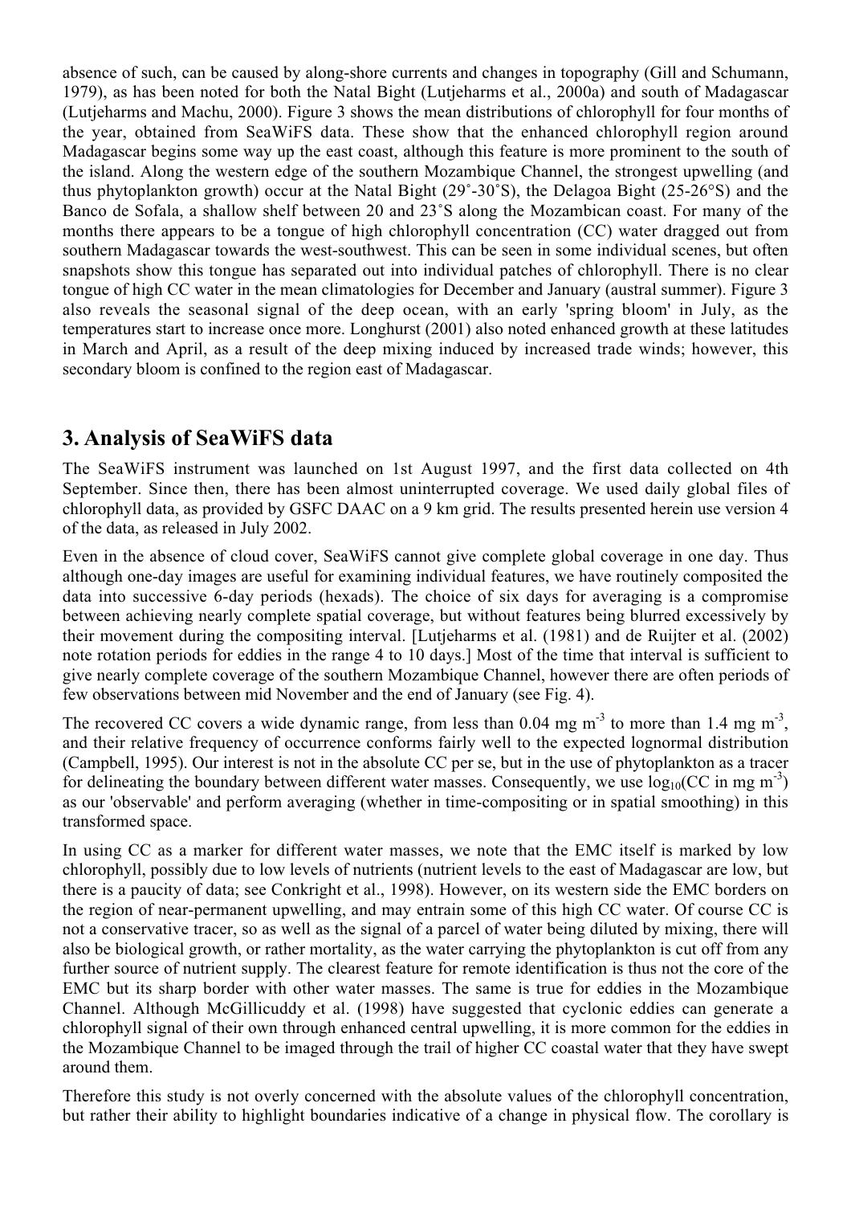absence of such, can be caused by along-shore currents and changes in topography (Gill and Schumann, 1979), as has been noted for both the Natal Bight (Lutjeharms et al., 2000a) and south of Madagascar (Lutjeharms and Machu, 2000). Figure 3 shows the mean distributions of chlorophyll for four months of the year, obtained from SeaWiFS data. These show that the enhanced chlorophyll region around Madagascar begins some way up the east coast, although this feature is more prominent to the south of the island. Along the western edge of the southern Mozambique Channel, the strongest upwelling (and thus phytoplankton growth) occur at the Natal Bight (29˚-30˚S), the Delagoa Bight (25-26°S) and the Banco de Sofala, a shallow shelf between 20 and 23˚S along the Mozambican coast. For many of the months there appears to be a tongue of high chlorophyll concentration (CC) water dragged out from southern Madagascar towards the west-southwest. This can be seen in some individual scenes, but often snapshots show this tongue has separated out into individual patches of chlorophyll. There is no clear tongue of high CC water in the mean climatologies for December and January (austral summer). Figure 3 also reveals the seasonal signal of the deep ocean, with an early 'spring bloom' in July, as the temperatures start to increase once more. Longhurst (2001) also noted enhanced growth at these latitudes in March and April, as a result of the deep mixing induced by increased trade winds; however, this secondary bloom is confined to the region east of Madagascar.

## 3. Analysis of SeaWiFS data

The SeaWiFS instrument was launched on 1st August 1997, and the first data collected on 4th September. Since then, there has been almost uninterrupted coverage. We used daily global files of chlorophyll data, as provided by GSFC DAAC on a 9 km grid. The results presented herein use version 4 of the data, as released in July 2002.

Even in the absence of cloud cover, SeaWiFS cannot give complete global coverage in one day. Thus although one-day images are useful for examining individual features, we have routinely composited the data into successive 6-day periods (hexads). The choice of six days for averaging is a compromise between achieving nearly complete spatial coverage, but without features being blurred excessively by their movement during the compositing interval. [Lutjeharms et al. (1981) and de Ruijter et al. (2002) note rotation periods for eddies in the range 4 to 10 days.] Most of the time that interval is sufficient to give nearly complete coverage of the southern Mozambique Channel, however there are often periods of few observations between mid November and the end of January (see Fig. 4).

The recovered CC covers a wide dynamic range, from less than 0.04 mg $m^{-3}$ to more than 1.4 mg $m^{-3}$, and their relative frequency of occurrence conforms fairly well to the expected lognormal distribution (Campbell, 1995). Our interest is not in the absolute CC per se, but in the use of phytoplankton as a tracer for delineating the boundary between different water masses. Consequently, we use $\log_{10}$(CC in mg $m^{-3}$) as our 'observable' and perform averaging (whether in time-compositing or in spatial smoothing) in this transformed space.

In using CC as a marker for different water masses, we note that the EMC itself is marked by low chlorophyll, possibly due to low levels of nutrients (nutrient levels to the east of Madagascar are low, but there is a paucity of data; see Conkright et al., 1998). However, on its western side the EMC borders on the region of near-permanent upwelling, and may entrain some of this high CC water. Of course CC is not a conservative tracer, so as well as the signal of a parcel of water being diluted by mixing, there will also be biological growth, or rather mortality, as the water carrying the phytoplankton is cut off from any further source of nutrient supply. The clearest feature for remote identification is thus not the core of the EMC but its sharp border with other water masses. The same is true for eddies in the Mozambique Channel. Although McGillicuddy et al. (1998) have suggested that cyclonic eddies can generate a chlorophyll signal of their own through enhanced central upwelling, it is more common for the eddies in the Mozambique Channel to be imaged through the trail of higher CC coastal water that they have swept around them.

Therefore this study is not overly concerned with the absolute values of the chlorophyll concentration, but rather their ability to highlight boundaries indicative of a change in physical flow. The corollary is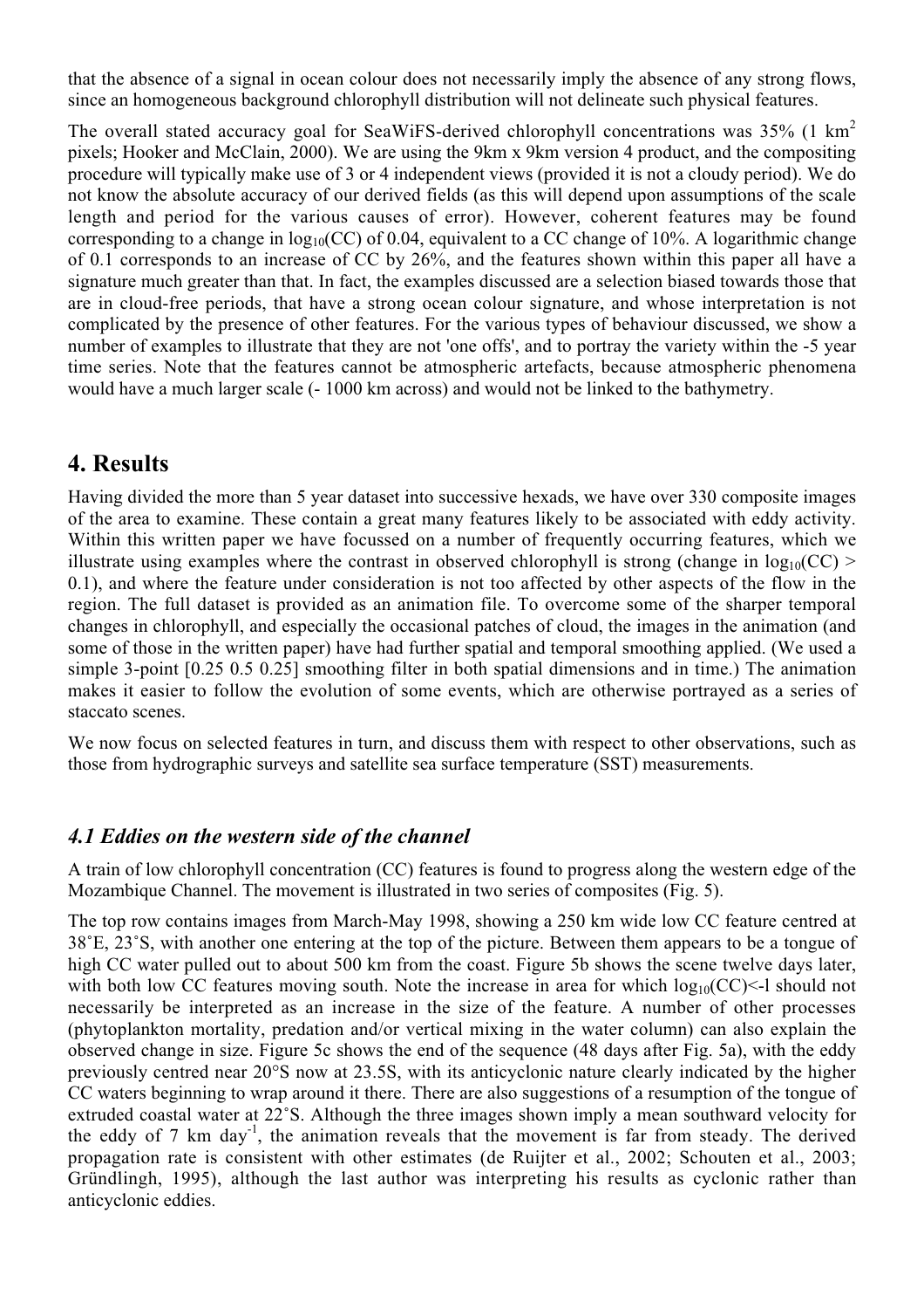that the absence of a signal in ocean colour does not necessarily imply the absence of any strong flows, since an homogeneous background chlorophyll distribution will not delineate such physical features.

The overall stated accuracy goal for SeaWiFS-derived chlorophyll concentrations was 35% (1 $km^2$ pixels; Hooker and McClain, 2000). We are using the 9km x 9km version 4 product, and the compositing procedure will typically make use of 3 or 4 independent views (provided it is not a cloudy period). We do not know the absolute accuracy of our derived fields (as this will depend upon assumptions of the scale length and period for the various causes of error). However, coherent features may be found corresponding to a change in $\log_{10}(CC)$ of 0.04, equivalent to a CC change of 10%. A logarithmic change of 0.1 corresponds to an increase of CC by 26%, and the features shown within this paper all have a signature much greater than that. In fact, the examples discussed are a selection biased towards those that are in cloud-free periods, that have a strong ocean colour signature, and whose interpretation is not complicated by the presence of other features. For the various types of behaviour discussed, we show a number of examples to illustrate that they are not 'one offs', and to portray the variety within the -5 year time series. Note that the features cannot be atmospheric artefacts, because atmospheric phenomena would have a much larger scale (- 1000 km across) and would not be linked to the bathymetry.

# 4. Results

Having divided the more than 5 year dataset into successive hexads, we have over 330 composite images of the area to examine. These contain a great many features likely to be associated with eddy activity. Within this written paper we have focussed on a number of frequently occurring features, which we illustrate using examples where the contrast in observed chlorophyll is strong (change in $\log_{10}(CC) > 0.1$), and where the feature under consideration is not too affected by other aspects of the flow in the region. The full dataset is provided as an animation file. To overcome some of the sharper temporal changes in chlorophyll, and especially the occasional patches of cloud, the images in the animation (and some of those in the written paper) have had further spatial and temporal smoothing applied. (We used a simple 3-point [0.25 0.5 0.25] smoothing filter in both spatial dimensions and in time.) The animation makes it easier to follow the evolution of some events, which are otherwise portrayed as a series of staccato scenes.

We now focus on selected features in turn, and discuss them with respect to other observations, such as those from hydrographic surveys and satellite sea surface temperature (SST) measurements.

## *4.1 Eddies on the western side of the channel*

A train of low chlorophyll concentration (CC) features is found to progress along the western edge of the Mozambique Channel. The movement is illustrated in two series of composites (Fig. 5).

The top row contains images from March-May 1998, showing a 250 km wide low CC feature centred at 38˚E, 23˚S, with another one entering at the top of the picture. Between them appears to be a tongue of high CC water pulled out to about 500 km from the coast. Figure 5b shows the scene twelve days later, with both low CC features moving south. Note the increase in area for which $\log_{10}(CC)<-1$ should not necessarily be interpreted as an increase in the size of the feature. A number of other processes (phytoplankton mortality, predation and/or vertical mixing in the water column) can also explain the observed change in size. Figure 5c shows the end of the sequence (48 days after Fig. 5a), with the eddy previously centred near 20°S now at 23.5S, with its anticyclonic nature clearly indicated by the higher CC waters beginning to wrap around it there. There are also suggestions of a resumption of the tongue of extruded coastal water at 22˚S. Although the three images shown imply a mean southward velocity for the eddy of 7 km $day^{-1}$, the animation reveals that the movement is far from steady. The derived propagation rate is consistent with other estimates (de Ruijter et al., 2002; Schouten et al., 2003; Gründlingh, 1995), although the last author was interpreting his results as cyclonic rather than anticyclonic eddies.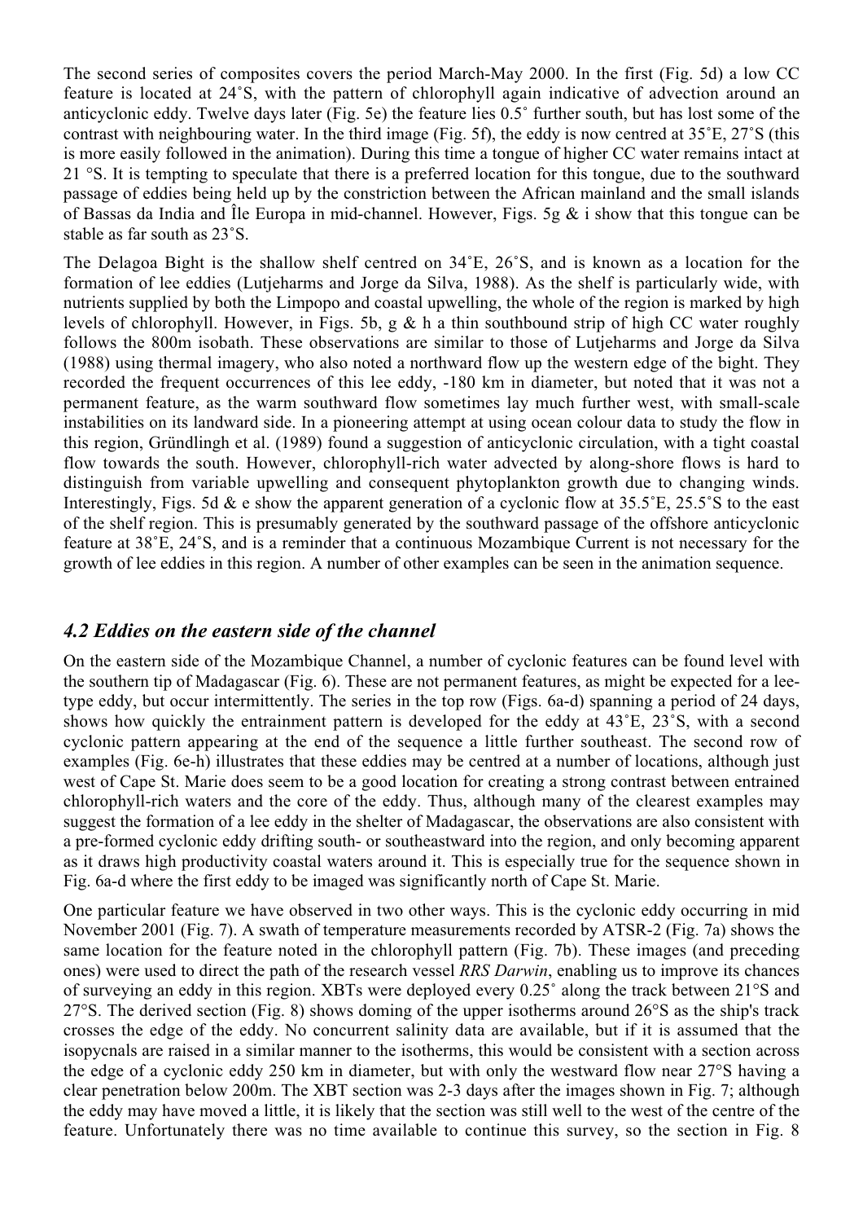The second series of composites covers the period March-May 2000. In the first (Fig. 5d) a low CC feature is located at 24˚S, with the pattern of chlorophyll again indicative of advection around an anticyclonic eddy. Twelve days later (Fig. 5e) the feature lies 0.5˚ further south, but has lost some of the contrast with neighbouring water. In the third image (Fig. 5f), the eddy is now centred at 35˚E, 27˚S (this is more easily followed in the animation). During this time a tongue of higher CC water remains intact at 21 °S. It is tempting to speculate that there is a preferred location for this tongue, due to the southward passage of eddies being held up by the constriction between the African mainland and the small islands of Bassas da India and Île Europa in mid-channel. However, Figs. 5g & i show that this tongue can be stable as far south as 23˚S.

The Delagoa Bight is the shallow shelf centred on 34˚E, 26˚S, and is known as a location for the formation of lee eddies (Lutjeharms and Jorge da Silva, 1988). As the shelf is particularly wide, with nutrients supplied by both the Limpopo and coastal upwelling, the whole of the region is marked by high levels of chlorophyll. However, in Figs. 5b, g & h a thin southbound strip of high CC water roughly follows the 800m isobath. These observations are similar to those of Lutjeharms and Jorge da Silva (1988) using thermal imagery, who also noted a northward flow up the western edge of the bight. They recorded the frequent occurrences of this lee eddy, -180 km in diameter, but noted that it was not a permanent feature, as the warm southward flow sometimes lay much further west, with small-scale instabilities on its landward side. In a pioneering attempt at using ocean colour data to study the flow in this region, Gründlingh et al. (1989) found a suggestion of anticyclonic circulation, with a tight coastal flow towards the south. However, chlorophyll-rich water advected by along-shore flows is hard to distinguish from variable upwelling and consequent phytoplankton growth due to changing winds. Interestingly, Figs. 5d & e show the apparent generation of a cyclonic flow at 35.5˚E, 25.5˚S to the east of the shelf region. This is presumably generated by the southward passage of the offshore anticyclonic feature at 38˚E, 24˚S, and is a reminder that a continuous Mozambique Current is not necessary for the growth of lee eddies in this region. A number of other examples can be seen in the animation sequence.

### *4.2 Eddies on the eastern side of the channel*

On the eastern side of the Mozambique Channel, a number of cyclonic features can be found level with the southern tip of Madagascar (Fig. 6). These are not permanent features, as might be expected for a lee-type eddy, but occur intermittently. The series in the top row (Figs. 6a-d) spanning a period of 24 days, shows how quickly the entrainment pattern is developed for the eddy at 43˚E, 23˚S, with a second cyclonic pattern appearing at the end of the sequence a little further southeast. The second row of examples (Fig. 6e-h) illustrates that these eddies may be centred at a number of locations, although just west of Cape St. Marie does seem to be a good location for creating a strong contrast between entrained chlorophyll-rich waters and the core of the eddy. Thus, although many of the clearest examples may suggest the formation of a lee eddy in the shelter of Madagascar, the observations are also consistent with a pre-formed cyclonic eddy drifting south- or southeastward into the region, and only becoming apparent as it draws high productivity coastal waters around it. This is especially true for the sequence shown in Fig. 6a-d where the first eddy to be imaged was significantly north of Cape St. Marie.

One particular feature we have observed in two other ways. This is the cyclonic eddy occurring in mid November 2001 (Fig. 7). A swath of temperature measurements recorded by ATSR-2 (Fig. 7a) shows the same location for the feature noted in the chlorophyll pattern (Fig. 7b). These images (and preceding ones) were used to direct the path of the research vessel *RRS Darwin*, enabling us to improve its chances of surveying an eddy in this region. XBTs were deployed every 0.25˚ along the track between 21°S and 27°S. The derived section (Fig. 8) shows doming of the upper isotherms around 26°S as the ship's track crosses the edge of the eddy. No concurrent salinity data are available, but if it is assumed that the isopycnals are raised in a similar manner to the isotherms, this would be consistent with a section across the edge of a cyclonic eddy 250 km in diameter, but with only the westward flow near 27°S having a clear penetration below 200m. The XBT section was 2-3 days after the images shown in Fig. 7; although the eddy may have moved a little, it is likely that the section was still well to the west of the centre of the feature. Unfortunately there was no time available to continue this survey, so the section in Fig. 8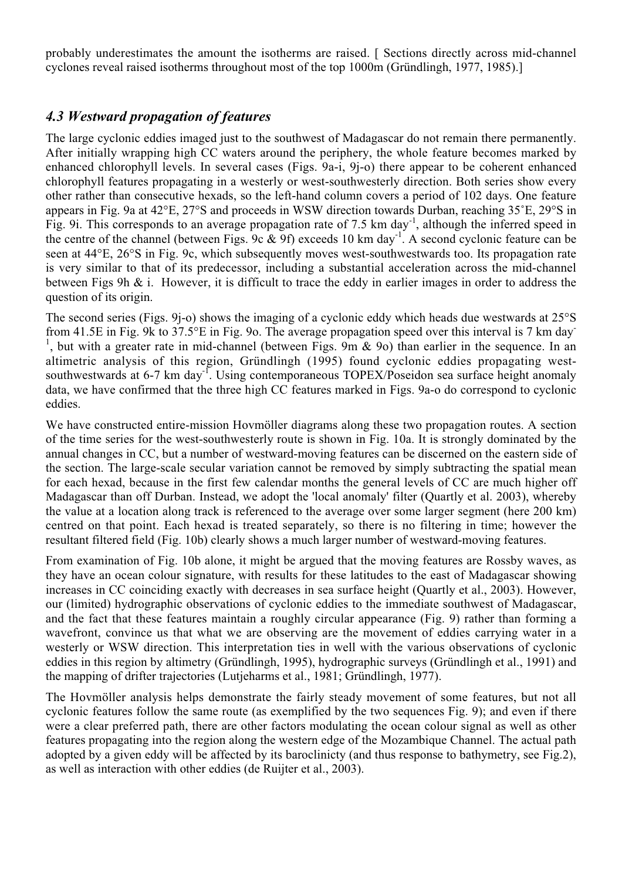probably underestimates the amount the isotherms are raised. [ Sections directly across mid-channel cyclones reveal raised isotherms throughout most of the top 1000m (Gründlingh, 1977, 1985).]

### *4.3 Westward propagation of features*

The large cyclonic eddies imaged just to the southwest of Madagascar do not remain there permanently. After initially wrapping high CC waters around the periphery, the whole feature becomes marked by enhanced chlorophyll levels. In several cases (Figs. 9a-i, 9j-o) there appear to be coherent enhanced chlorophyll features propagating in a westerly or west-southwesterly direction. Both series show every other rather than consecutive hexads, so the left-hand column covers a period of 102 days. One feature appears in Fig. 9a at 42°E, 27°S and proceeds in WSW direction towards Durban, reaching 35˚E, 29°S in Fig. 9i. This corresponds to an average propagation rate of 7.5 km day$^{-1}$, although the inferred speed in the centre of the channel (between Figs. 9c & 9f) exceeds 10 km day$^{-1}$. A second cyclonic feature can be seen at 44°E, 26°S in Fig. 9c, which subsequently moves west-southwestwards too. Its propagation rate is very similar to that of its predecessor, including a substantial acceleration across the mid-channel between Figs 9h & i. However, it is difficult to trace the eddy in earlier images in order to address the question of its origin.

The second series (Figs. 9j-o) shows the imaging of a cyclonic eddy which heads due westwards at 25°S from 41.5E in Fig. 9k to 37.5°E in Fig. 9o. The average propagation speed over this interval is 7 km day$^{-1}$, but with a greater rate in mid-channel (between Figs. 9m & 9o) than earlier in the sequence. In an altimetric analysis of this region, Gründlingh (1995) found cyclonic eddies propagating west-southwestwards at 6-7 km day$^{-1}$. Using contemporaneous TOPEX/Poseidon sea surface height anomaly data, we have confirmed that the three high CC features marked in Figs. 9a-o do correspond to cyclonic eddies.

We have constructed entire-mission Hovmöller diagrams along these two propagation routes. A section of the time series for the west-southwesterly route is shown in Fig. 10a. It is strongly dominated by the annual changes in CC, but a number of westward-moving features can be discerned on the eastern side of the section. The large-scale secular variation cannot be removed by simply subtracting the spatial mean for each hexad, because in the first few calendar months the general levels of CC are much higher off Madagascar than off Durban. Instead, we adopt the 'local anomaly' filter (Quartly et al. 2003), whereby the value at a location along track is referenced to the average over some larger segment (here 200 km) centred on that point. Each hexad is treated separately, so there is no filtering in time; however the resultant filtered field (Fig. 10b) clearly shows a much larger number of westward-moving features.

From examination of Fig. 10b alone, it might be argued that the moving features are Rossby waves, as they have an ocean colour signature, with results for these latitudes to the east of Madagascar showing increases in CC coinciding exactly with decreases in sea surface height (Quartly et al., 2003). However, our (limited) hydrographic observations of cyclonic eddies to the immediate southwest of Madagascar, and the fact that these features maintain a roughly circular appearance (Fig. 9) rather than forming a wavefront, convince us that what we are observing are the movement of eddies carrying water in a westerly or WSW direction. This interpretation ties in well with the various observations of cyclonic eddies in this region by altimetry (Gründlingh, 1995), hydrographic surveys (Gründlingh et al., 1991) and the mapping of drifter trajectories (Lutjeharms et al., 1981; Gründlingh, 1977).

The Hovmöller analysis helps demonstrate the fairly steady movement of some features, but not all cyclonic features follow the same route (as exemplified by the two sequences Fig. 9); and even if there were a clear preferred path, there are other factors modulating the ocean colour signal as well as other features propagating into the region along the western edge of the Mozambique Channel. The actual path adopted by a given eddy will be affected by its baroclincity (and thus response to bathymetry, see Fig.2), as well as interaction with other eddies (de Ruijter et al., 2003).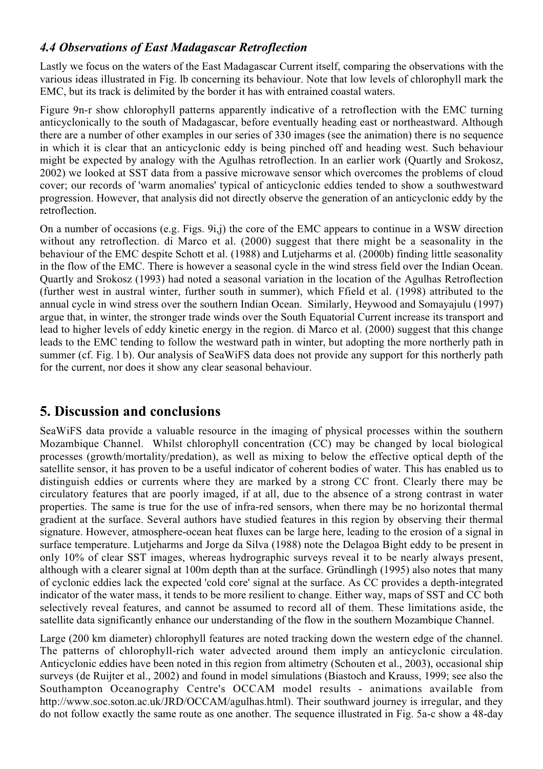### *4.4 Observations of East Madagascar Retroflection*

Lastly we focus on the waters of the East Madagascar Current itself, comparing the observations with the various ideas illustrated in Fig. lb concerning its behaviour. Note that low levels of chlorophyll mark the EMC, but its track is delimited by the border it has with entrained coastal waters.

Figure 9n-r show chlorophyll patterns apparently indicative of a retroflection with the EMC turning anticyclonically to the south of Madagascar, before eventually heading east or northeastward. Although there are a number of other examples in our series of 330 images (see the animation) there is no sequence in which it is clear that an anticyclonic eddy is being pinched off and heading west. Such behaviour might be expected by analogy with the Agulhas retroflection. In an earlier work (Quartly and Srokosz, 2002) we looked at SST data from a passive microwave sensor which overcomes the problems of cloud cover; our records of 'warm anomalies' typical of anticyclonic eddies tended to show a southwestward progression. However, that analysis did not directly observe the generation of an anticyclonic eddy by the retroflection.

On a number of occasions (e.g. Figs. 9i,j) the core of the EMC appears to continue in a WSW direction without any retroflection. di Marco et al. (2000) suggest that there might be a seasonality in the behaviour of the EMC despite Schott et al. (1988) and Lutjeharms et al. (2000b) finding little seasonality in the flow of the EMC. There is however a seasonal cycle in the wind stress field over the Indian Ocean. Quartly and Srokosz (1993) had noted a seasonal variation in the location of the Agulhas Retroflection (further west in austral winter, further south in summer), which Ffield et al. (1998) attributed to the annual cycle in wind stress over the southern Indian Ocean. Similarly, Heywood and Somayajulu (1997) argue that, in winter, the stronger trade winds over the South Equatorial Current increase its transport and lead to higher levels of eddy kinetic energy in the region. di Marco et al. (2000) suggest that this change leads to the EMC tending to follow the westward path in winter, but adopting the more northerly path in summer (cf. Fig. l b). Our analysis of SeaWiFS data does not provide any support for this northerly path for the current, nor does it show any clear seasonal behaviour.

## 5. Discussion and conclusions

SeaWiFS data provide a valuable resource in the imaging of physical processes within the southern Mozambique Channel. Whilst chlorophyll concentration (CC) may be changed by local biological processes (growth/mortality/predation), as well as mixing to below the effective optical depth of the satellite sensor, it has proven to be a useful indicator of coherent bodies of water. This has enabled us to distinguish eddies or currents where they are marked by a strong CC front. Clearly there may be circulatory features that are poorly imaged, if at all, due to the absence of a strong contrast in water properties. The same is true for the use of infra-red sensors, when there may be no horizontal thermal gradient at the surface. Several authors have studied features in this region by observing their thermal signature. However, atmosphere-ocean heat fluxes can be large here, leading to the erosion of a signal in surface temperature. Lutjeharms and Jorge da Silva (1988) note the Delagoa Bight eddy to be present in only 10% of clear SST images, whereas hydrographic surveys reveal it to be nearly always present, although with a clearer signal at 100m depth than at the surface. Gründlingh (1995) also notes that many of cyclonic eddies lack the expected 'cold core' signal at the surface. As CC provides a depth-integrated indicator of the water mass, it tends to be more resilient to change. Either way, maps of SST and CC both selectively reveal features, and cannot be assumed to record all of them. These limitations aside, the satellite data significantly enhance our understanding of the flow in the southern Mozambique Channel.

Large (200 km diameter) chlorophyll features are noted tracking down the western edge of the channel. The patterns of chlorophyll-rich water advected around them imply an anticyclonic circulation. Anticyclonic eddies have been noted in this region from altimetry (Schouten et al., 2003), occasional ship surveys (de Ruijter et al., 2002) and found in model simulations (Biastoch and Krauss, 1999; see also the Southampton Oceanography Centre's OCCAM model results - animations available from http://www.soc.soton.ac.uk/JRD/OCCAM/agulhas.html). Their southward journey is irregular, and they do not follow exactly the same route as one another. The sequence illustrated in Fig. 5a-c show a 48-day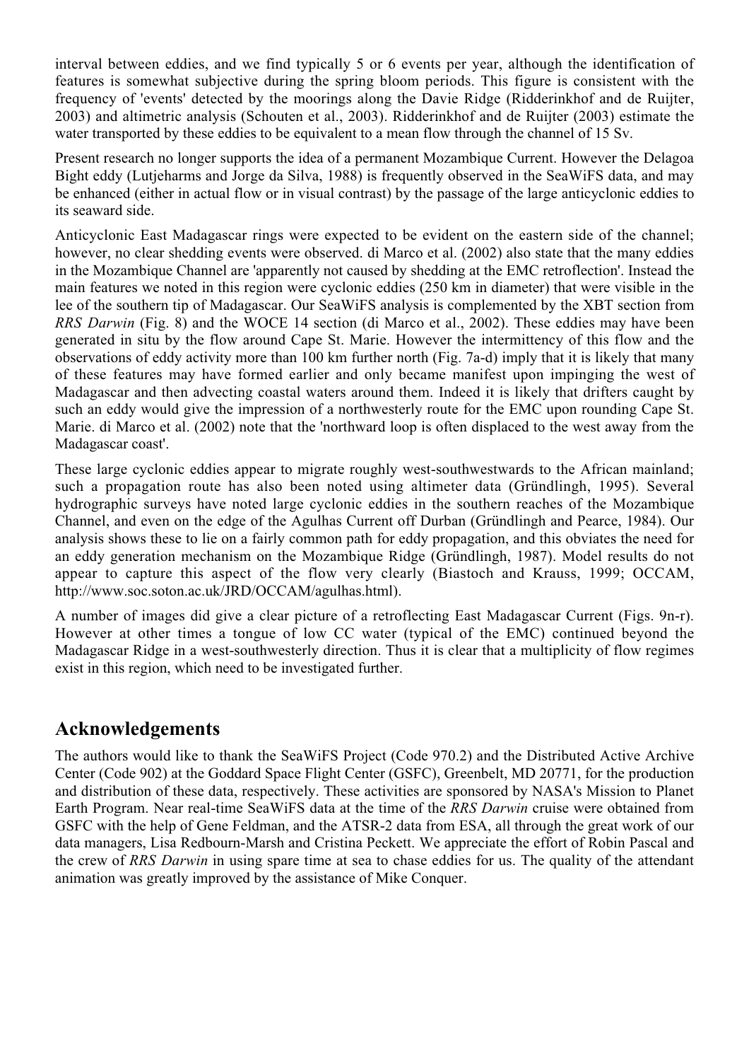interval between eddies, and we find typically 5 or 6 events per year, although the identification of features is somewhat subjective during the spring bloom periods. This figure is consistent with the frequency of 'events' detected by the moorings along the Davie Ridge (Ridderinkhof and de Ruijter, 2003) and altimetric analysis (Schouten et al., 2003). Ridderinkhof and de Ruijter (2003) estimate the water transported by these eddies to be equivalent to a mean flow through the channel of 15 Sv.

Present research no longer supports the idea of a permanent Mozambique Current. However the Delagoa Bight eddy (Lutjeharms and Jorge da Silva, 1988) is frequently observed in the SeaWiFS data, and may be enhanced (either in actual flow or in visual contrast) by the passage of the large anticyclonic eddies to its seaward side.

Anticyclonic East Madagascar rings were expected to be evident on the eastern side of the channel; however, no clear shedding events were observed. di Marco et al. (2002) also state that the many eddies in the Mozambique Channel are 'apparently not caused by shedding at the EMC retroflection'. Instead the main features we noted in this region were cyclonic eddies (250 km in diameter) that were visible in the lee of the southern tip of Madagascar. Our SeaWiFS analysis is complemented by the XBT section from *RRS Darwin* (Fig. 8) and the WOCE 14 section (di Marco et al., 2002). These eddies may have been generated in situ by the flow around Cape St. Marie. However the intermittency of this flow and the observations of eddy activity more than 100 km further north (Fig. 7a-d) imply that it is likely that many of these features may have formed earlier and only became manifest upon impinging the west of Madagascar and then advecting coastal waters around them. Indeed it is likely that drifters caught by such an eddy would give the impression of a northwesterly route for the EMC upon rounding Cape St. Marie. di Marco et al. (2002) note that the 'northward loop is often displaced to the west away from the Madagascar coast'.

These large cyclonic eddies appear to migrate roughly west-southwestwards to the African mainland; such a propagation route has also been noted using altimeter data (Gründlingh, 1995). Several hydrographic surveys have noted large cyclonic eddies in the southern reaches of the Mozambique Channel, and even on the edge of the Agulhas Current off Durban (Gründlingh and Pearce, 1984). Our analysis shows these to lie on a fairly common path for eddy propagation, and this obviates the need for an eddy generation mechanism on the Mozambique Ridge (Gründlingh, 1987). Model results do not appear to capture this aspect of the flow very clearly (Biastoch and Krauss, 1999; OCCAM, http://www.soc.soton.ac.uk/JRD/OCCAM/agulhas.html).

A number of images did give a clear picture of a retroflecting East Madagascar Current (Figs. 9n-r). However at other times a tongue of low CC water (typical of the EMC) continued beyond the Madagascar Ridge in a west-southwesterly direction. Thus it is clear that a multiplicity of flow regimes exist in this region, which need to be investigated further.

## Acknowledgements

The authors would like to thank the SeaWiFS Project (Code 970.2) and the Distributed Active Archive Center (Code 902) at the Goddard Space Flight Center (GSFC), Greenbelt, MD 20771, for the production and distribution of these data, respectively. These activities are sponsored by NASA's Mission to Planet Earth Program. Near real-time SeaWiFS data at the time of the *RRS Darwin* cruise were obtained from GSFC with the help of Gene Feldman, and the ATSR-2 data from ESA, all through the great work of our data managers, Lisa Redbourn-Marsh and Cristina Peckett. We appreciate the effort of Robin Pascal and the crew of *RRS Darwin* in using spare time at sea to chase eddies for us. The quality of the attendant animation was greatly improved by the assistance of Mike Conquer.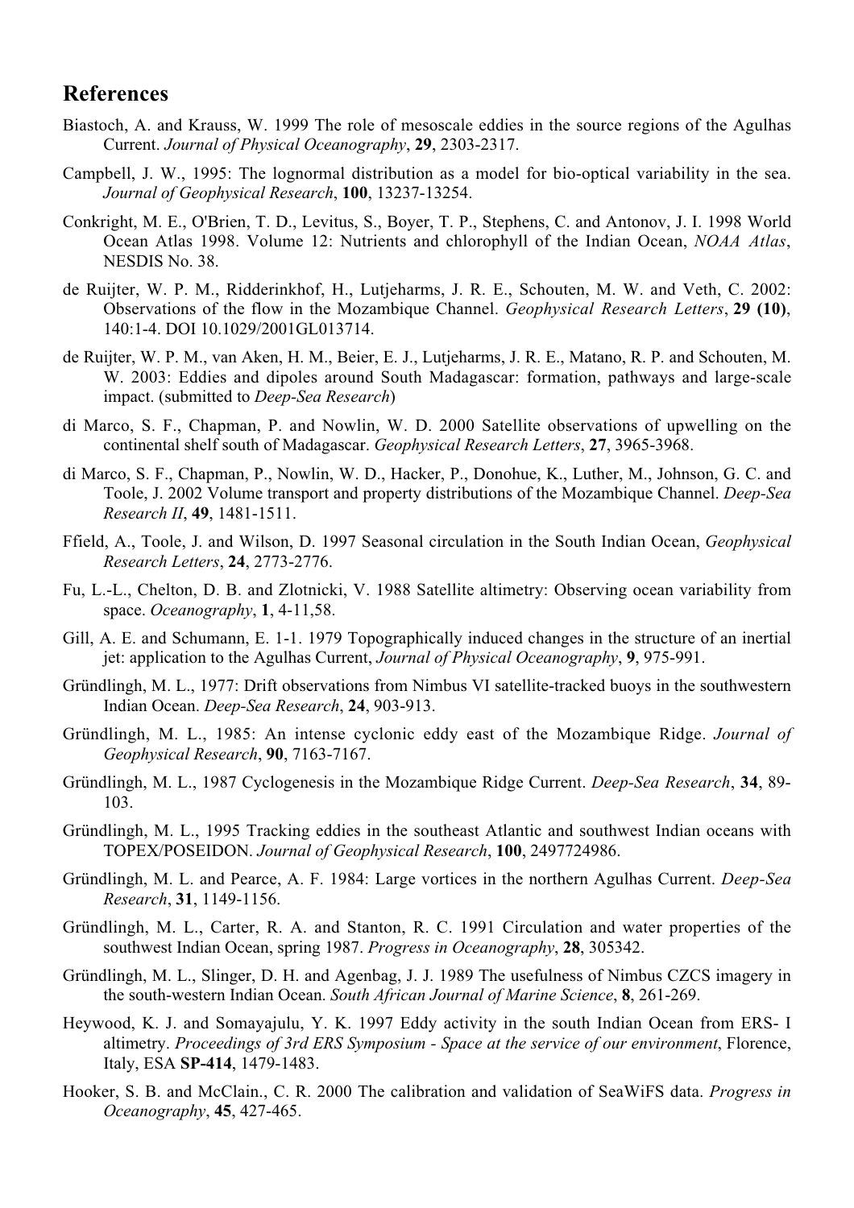## References

Biastoch, A. and Krauss, W. 1999 The role of mesoscale eddies in the source regions of the Agulhas Current. *Journal of Physical Oceanography*, **29**, 2303-2317.

Campbell, J. W., 1995: The lognormal distribution as a model for bio-optical variability in the sea. *Journal of Geophysical Research*, **100**, 13237-13254.

Conkright, M. E., O'Brien, T. D., Levitus, S., Boyer, T. P., Stephens, C. and Antonov, J. I. 1998 World Ocean Atlas 1998. Volume 12: Nutrients and chlorophyll of the Indian Ocean, *NOAA Atlas*, NESDIS No. 38.

de Ruijter, W. P. M., Ridderinkhof, H., Lutjeharms, J. R. E., Schouten, M. W. and Veth, C. 2002: Observations of the flow in the Mozambique Channel. *Geophysical Research Letters*, **29 (10)**, 140:1-4. DOI 10.1029/2001GL013714.

de Ruijter, W. P. M., van Aken, H. M., Beier, E. J., Lutjeharms, J. R. E., Matano, R. P. and Schouten, M. W. 2003: Eddies and dipoles around South Madagascar: formation, pathways and large-scale impact. (submitted to *Deep-Sea Research*)

di Marco, S. F., Chapman, P. and Nowlin, W. D. 2000 Satellite observations of upwelling on the continental shelf south of Madagascar. *Geophysical Research Letters*, **27**, 3965-3968.

di Marco, S. F., Chapman, P., Nowlin, W. D., Hacker, P., Donohue, K., Luther, M., Johnson, G. C. and Toole, J. 2002 Volume transport and property distributions of the Mozambique Channel. *Deep-Sea Research II*, **49**, 1481-1511.

Ffield, A., Toole, J. and Wilson, D. 1997 Seasonal circulation in the South Indian Ocean, *Geophysical Research Letters*, **24**, 2773-2776.

Fu, L.-L., Chelton, D. B. and Zlotnicki, V. 1988 Satellite altimetry: Observing ocean variability from space. *Oceanography*, **1**, 4-11,58.

Gill, A. E. and Schumann, E. 1-1. 1979 Topographically induced changes in the structure of an inertial jet: application to the Agulhas Current, *Journal of Physical Oceanography*, **9**, 975-991.

Gründlingh, M. L., 1977: Drift observations from Nimbus VI satellite-tracked buoys in the southwestern Indian Ocean. *Deep-Sea Research*, **24**, 903-913.

Gründlingh, M. L., 1985: An intense cyclonic eddy east of the Mozambique Ridge. *Journal of Geophysical Research*, **90**, 7163-7167.

Gründlingh, M. L., 1987 Cyclogenesis in the Mozambique Ridge Current. *Deep-Sea Research*, **34**, 89-103.

Gründlingh, M. L., 1995 Tracking eddies in the southeast Atlantic and southwest Indian oceans with TOPEX/POSEIDON. *Journal of Geophysical Research*, **100**, 2497724986.

Gründlingh, M. L. and Pearce, A. F. 1984: Large vortices in the northern Agulhas Current. *Deep-Sea Research*, **31**, 1149-1156.

Gründlingh, M. L., Carter, R. A. and Stanton, R. C. 1991 Circulation and water properties of the southwest Indian Ocean, spring 1987. *Progress in Oceanography*, **28**, 305342.

Gründlingh, M. L., Slinger, D. H. and Agenbag, J. J. 1989 The usefulness of Nimbus CZCS imagery in the south-western Indian Ocean. *South African Journal of Marine Science*, **8**, 261-269.

Heywood, K. J. and Somayajulu, Y. K. 1997 Eddy activity in the south Indian Ocean from ERS- I altimetry. *Proceedings of 3rd ERS Symposium - Space at the service of our environment*, Florence, Italy, ESA **SP-414**, 1479-1483.

Hooker, S. B. and McClain., C. R. 2000 The calibration and validation of SeaWiFS data. *Progress in Oceanography*, **45**, 427-465.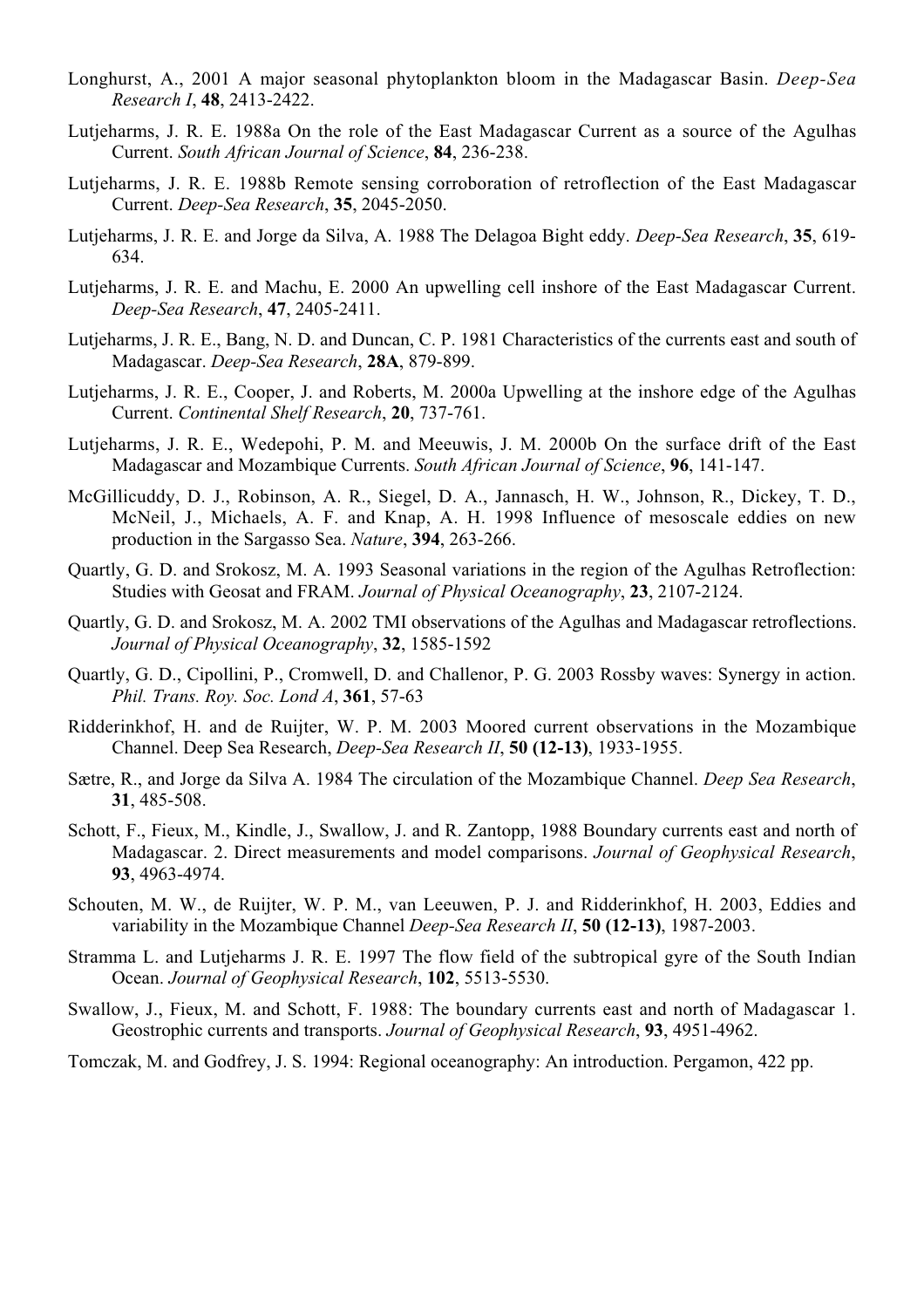Longhurst, A., 2001 A major seasonal phytoplankton bloom in the Madagascar Basin. *Deep-Sea Research I*, **48**, 2413-2422.

Lutjeharms, J. R. E. 1988a On the role of the East Madagascar Current as a source of the Agulhas Current. *South African Journal of Science*, **84**, 236-238.

Lutjeharms, J. R. E. 1988b Remote sensing corroboration of retroflection of the East Madagascar Current. *Deep-Sea Research*, **35**, 2045-2050.

Lutjeharms, J. R. E. and Jorge da Silva, A. 1988 The Delagoa Bight eddy. *Deep-Sea Research*, **35**, 619-634.

Lutjeharms, J. R. E. and Machu, E. 2000 An upwelling cell inshore of the East Madagascar Current. *Deep-Sea Research*, **47**, 2405-2411.

Lutjeharms, J. R. E., Bang, N. D. and Duncan, C. P. 1981 Characteristics of the currents east and south of Madagascar. *Deep-Sea Research*, **28A**, 879-899.

Lutjeharms, J. R. E., Cooper, J. and Roberts, M. 2000a Upwelling at the inshore edge of the Agulhas Current. *Continental Shelf Research*, **20**, 737-761.

Lutjeharms, J. R. E., Wedepohi, P. M. and Meeuwis, J. M. 2000b On the surface drift of the East Madagascar and Mozambique Currents. *South African Journal of Science*, **96**, 141-147.

McGillicuddy, D. J., Robinson, A. R., Siegel, D. A., Jannasch, H. W., Johnson, R., Dickey, T. D., McNeil, J., Michaels, A. F. and Knap, A. H. 1998 Influence of mesoscale eddies on new production in the Sargasso Sea. *Nature*, **394**, 263-266.

Quartly, G. D. and Srokosz, M. A. 1993 Seasonal variations in the region of the Agulhas Retroflection: Studies with Geosat and FRAM. *Journal of Physical Oceanography*, **23**, 2107-2124.

Quartly, G. D. and Srokosz, M. A. 2002 TMI observations of the Agulhas and Madagascar retroflections. *Journal of Physical Oceanography*, **32**, 1585-1592

Quartly, G. D., Cipollini, P., Cromwell, D. and Challenor, P. G. 2003 Rossby waves: Synergy in action. *Phil. Trans. Roy. Soc. Lond A*, **361**, 57-63

Ridderinkhof, H. and de Ruijter, W. P. M. 2003 Moored current observations in the Mozambique Channel. Deep Sea Research, *Deep-Sea Research II*, **50 (12-13)**, 1933-1955.

Sætre, R., and Jorge da Silva A. 1984 The circulation of the Mozambique Channel. *Deep Sea Research*, **31**, 485-508.

Schott, F., Fieux, M., Kindle, J., Swallow, J. and R. Zantopp, 1988 Boundary currents east and north of Madagascar. 2. Direct measurements and model comparisons. *Journal of Geophysical Research*, **93**, 4963-4974.

Schouten, M. W., de Ruijter, W. P. M., van Leeuwen, P. J. and Ridderinkhof, H. 2003, Eddies and variability in the Mozambique Channel *Deep-Sea Research II*, **50 (12-13)**, 1987-2003.

Stramma L. and Lutjeharms J. R. E. 1997 The flow field of the subtropical gyre of the South Indian Ocean. *Journal of Geophysical Research*, **102**, 5513-5530.

Swallow, J., Fieux, M. and Schott, F. 1988: The boundary currents east and north of Madagascar 1. Geostrophic currents and transports. *Journal of Geophysical Research*, **93**, 4951-4962.

Tomczak, M. and Godfrey, J. S. 1994: Regional oceanography: An introduction. Pergamon, 422 pp.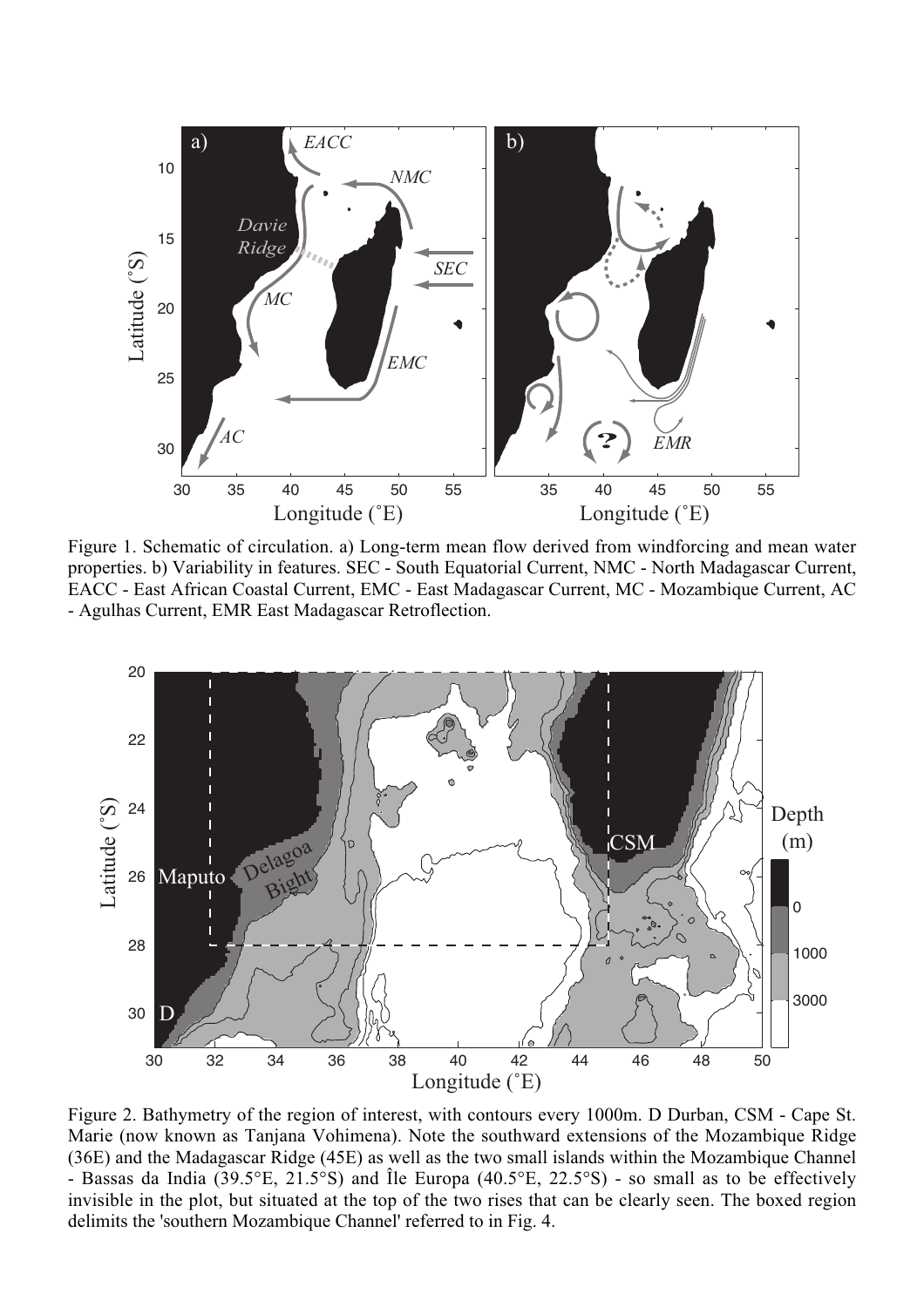Figure 1. Schematic of circulation. a) Long-term mean flow derived from windforcing and mean water properties. b) Variability in features. SEC - South Equatorial Current, NMC - North Madagascar Current, EACC - East African Coastal Current, EMC - East Madagascar Current, MC - Mozambique Current, AC - Agulhas Current, EMR East Madagascar Retroflection.

Figure 2. Bathymetry of the region of interest, with contours every 1000m. D Durban, CSM - Cape St. Marie (now known as Tanjana Vohimena). Note the southward extensions of the Mozambique Ridge (36E) and the Madagascar Ridge (45E) as well as the two small islands within the Mozambique Channel - Bassas da India (39.5°E, 21.5°S) and Île Europa (40.5°E, 22.5°S) - so small as to be effectively invisible in the plot, but situated at the top of the two rises that can be clearly seen. The boxed region delimits the 'southern Mozambique Channel' referred to in Fig. 4.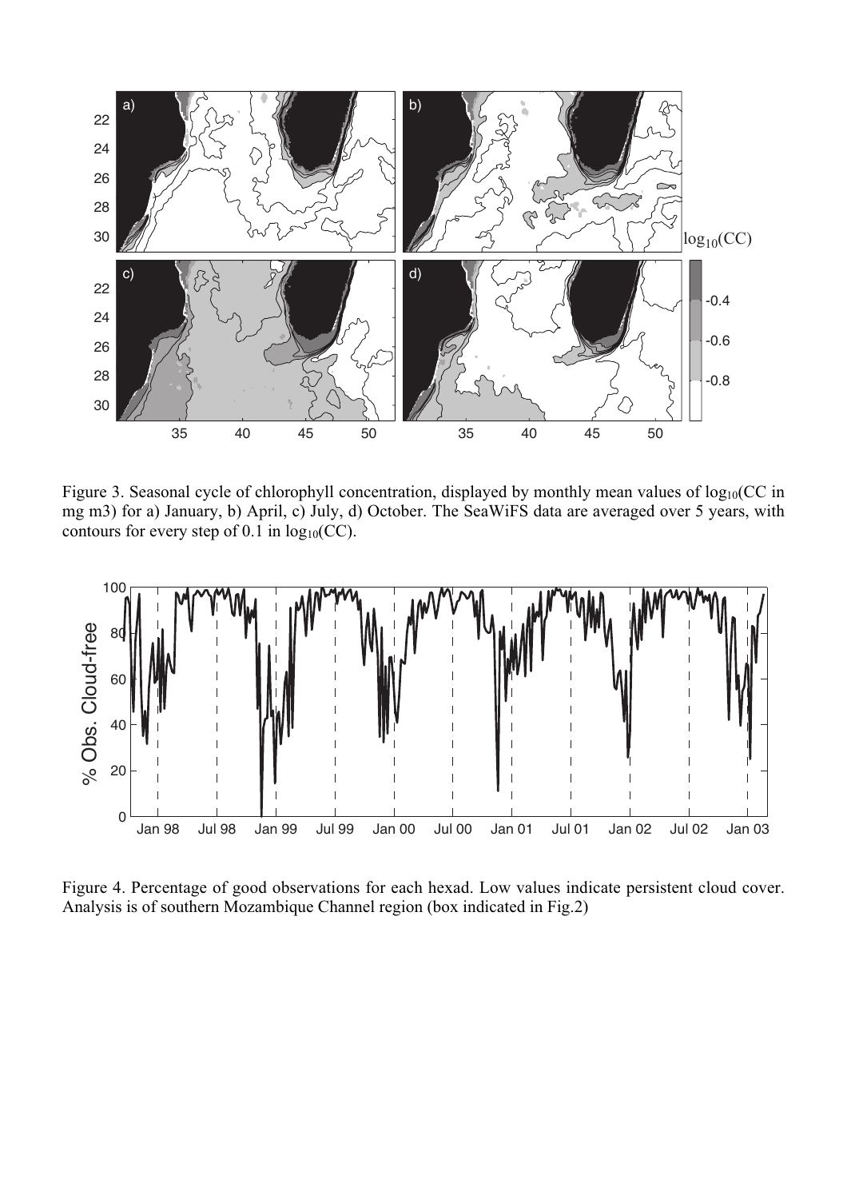Figure 3. Seasonal cycle of chlorophyll concentration, displayed by monthly mean values of $\log_{10}$(CC in mg m3) for a) January, b) April, c) July, d) October. The SeaWiFS data are averaged over 5 years, with contours for every step of 0.1 in $\log_{10}$(CC).

Figure 4. Percentage of good observations for each hexad. Low values indicate persistent cloud cover. Analysis is of southern Mozambique Channel region (box indicated in Fig.2)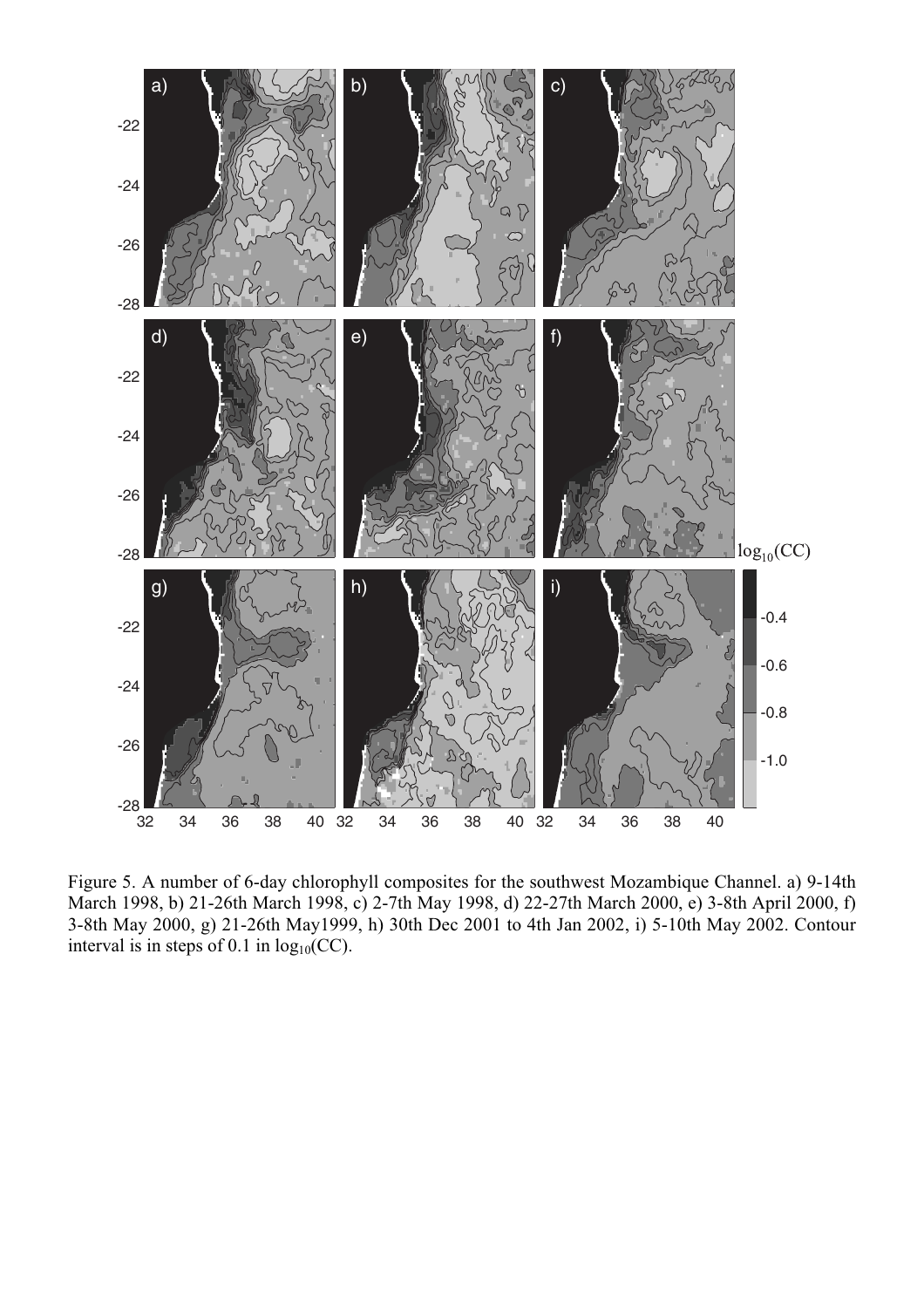Figure 5. A number of 6-day chlorophyll composites for the southwest Mozambique Channel. a) 9-14th March 1998, b) 21-26th March 1998, c) 2-7th May 1998, d) 22-27th March 2000, e) 3-8th April 2000, f) 3-8th May 2000, g) 21-26th May1999, h) 30th Dec 2001 to 4th Jan 2002, i) 5-10th May 2002. Contour interval is in steps of 0.1 in $\log_{10}$(CC).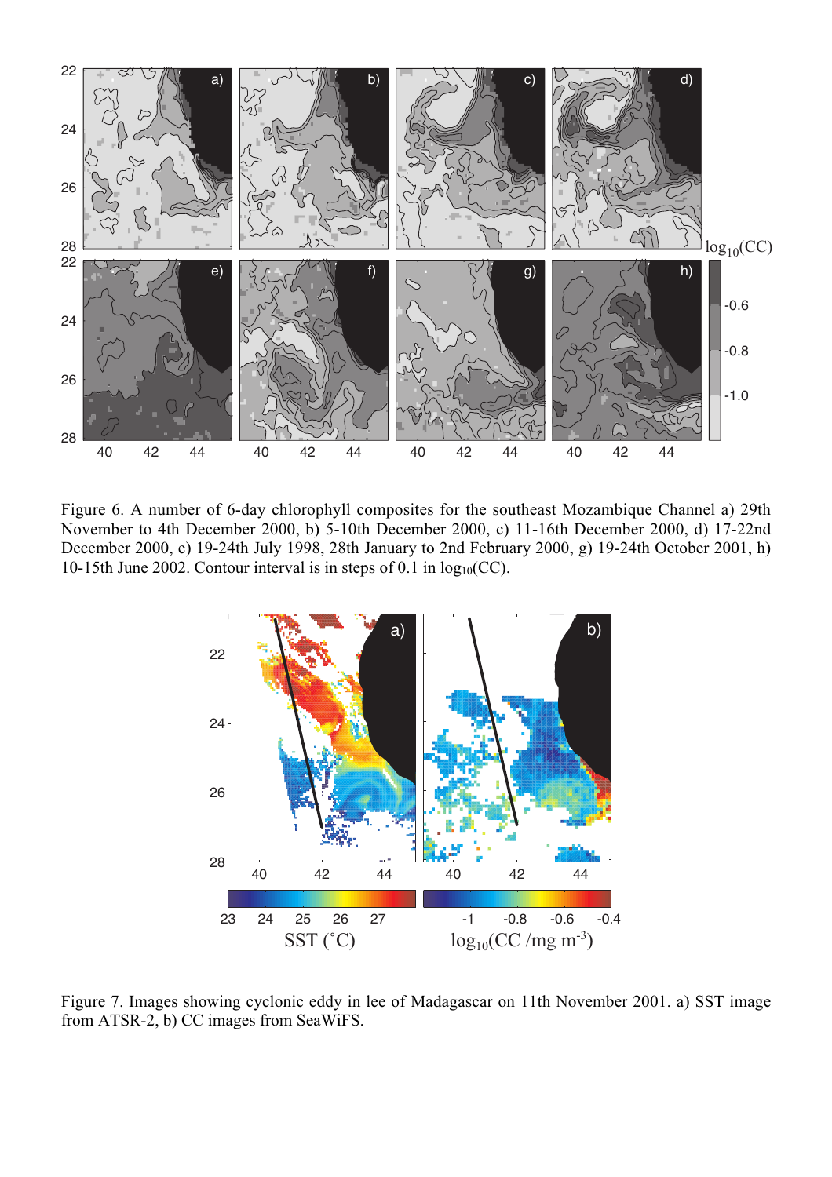Figure 6. A number of 6-day chlorophyll composites for the southeast Mozambique Channel a) 29th November to 4th December 2000, b) 5-10th December 2000, c) 11-16th December 2000, d) 17-22nd December 2000, e) 19-24th July 1998, 28th January to 2nd February 2000, g) 19-24th October 2001, h) 10-15th June 2002. Contour interval is in steps of 0.1 in $\log_{10}(CC)$.

Figure 7. Images showing cyclonic eddy in lee of Madagascar on 11th November 2001. a) SST image from ATSR-2, b) CC images from SeaWiFS.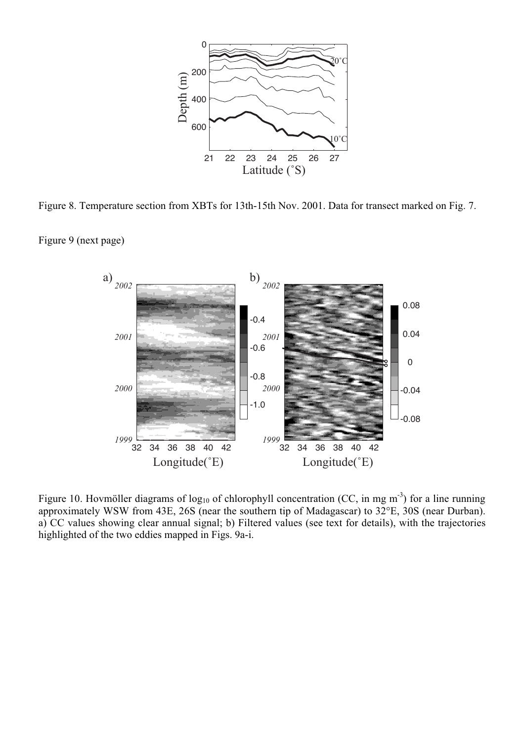Figure 8. Temperature section from XBTs for 13th-15th Nov. 2001. Data for transect marked on Fig. 7.

Figure 9 (next page)

Figure 10. Hovmöller diagrams of $\log_{10}$ of chlorophyll concentration (CC, in mg m$^{-3}$) for a line running approximately WSW from 43E, 26S (near the southern tip of Madagascar) to 32°E, 30S (near Durban). a) CC values showing clear annual signal; b) Filtered values (see text for details), with the trajectories highlighted of the two eddies mapped in Figs. 9a-i.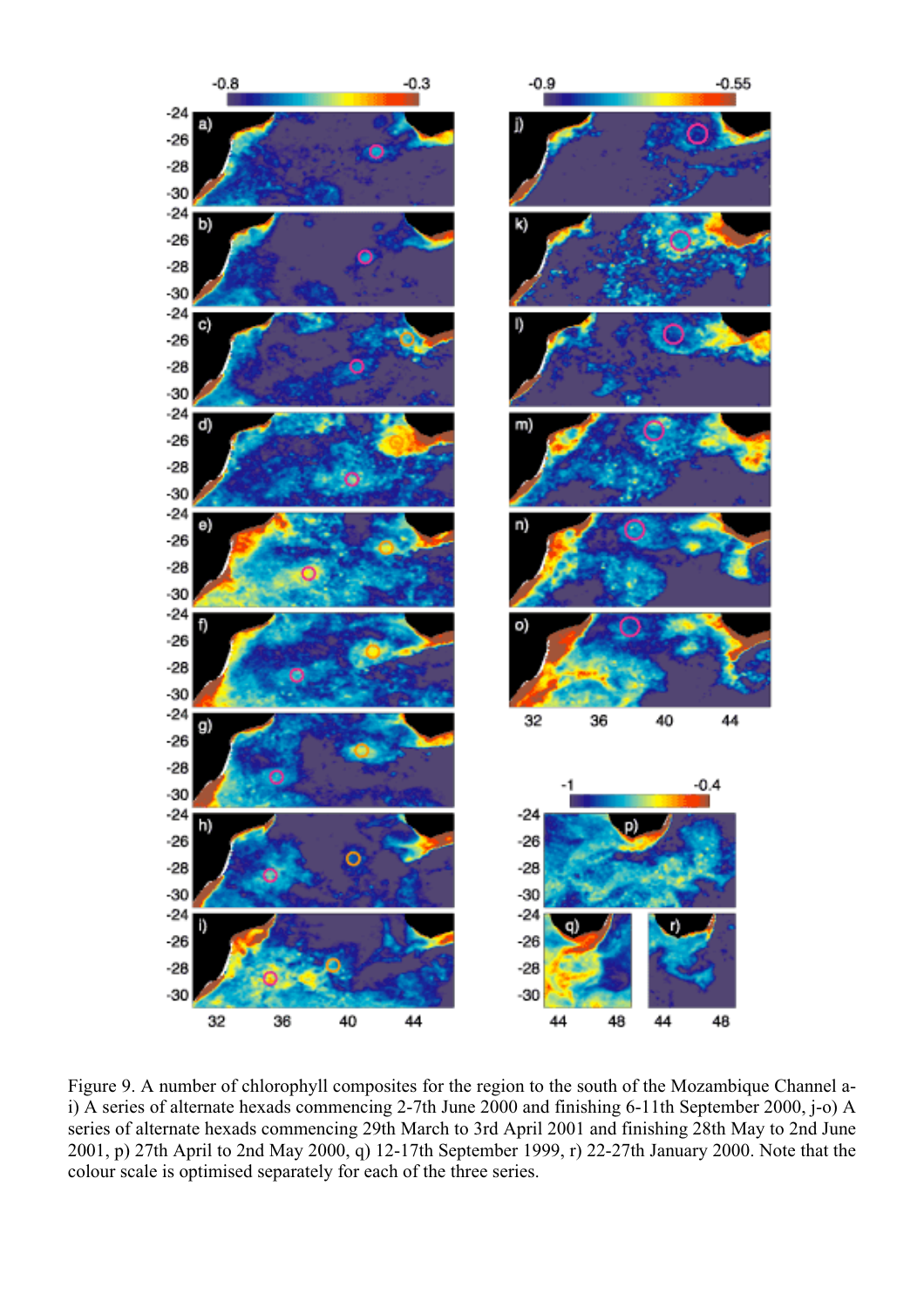-0.8 -0.3

-0.9 -0.55

a) b) c) d) e) f) g) h) i)

j) k) l) m) n) o)

-24 -26 -28 -30

32 36 40 44

-1 -0.4

p) q) r)

44 48 44 48

Figure 9. A number of chlorophyll composites for the region to the south of the Mozambique Channel a-i) A series of alternate hexads commencing 2-7th June 2000 and finishing 6-11th September 2000, j-o) A series of alternate hexads commencing 29th March to 3rd April 2001 and finishing 28th May to 2nd June 2001, p) 27th April to 2nd May 2000, q) 12-17th September 1999, r) 22-27th January 2000. Note that the colour scale is optimised separately for each of the three series.